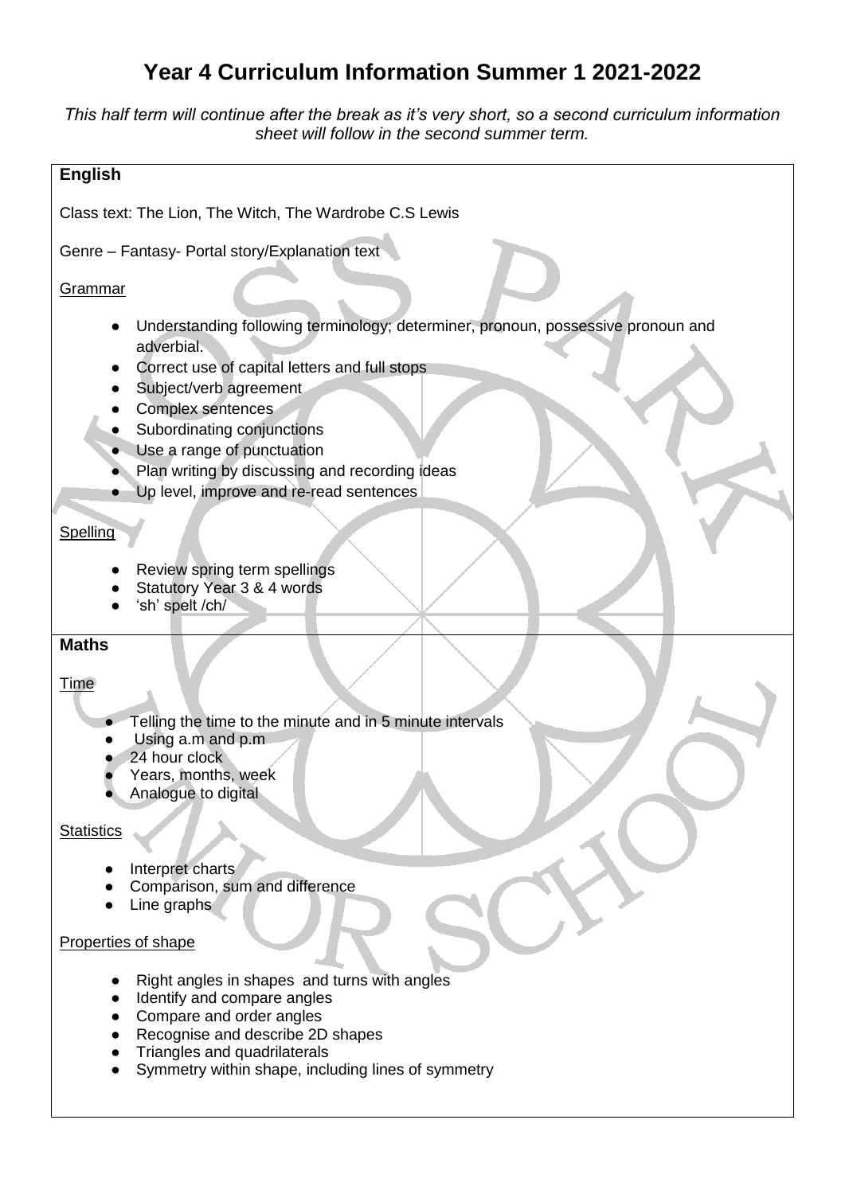# Year 4 Curriculum Information Summer 1 2021-2022

*This half term will continue after the break as it's very short, so a second curriculum information sheet will follow in the second summer term.*

## English

Class text: The Lion, The Witch, The Wardrobe C.S Lewis

Genre – Fantasy- Portal story/Explanation text

### Grammar

- Understanding following terminology; determiner, pronoun, possessive pronoun and adverbial.
- Correct use of capital letters and full stops
- Subject/verb agreement
- Complex sentences
- Subordinating conjunctions
- Use a range of punctuation
- Plan writing by discussing and recording ideas
- Up level, improve and re-read sentences

### Spelling

- Review spring term spellings
- Statutory Year 3 & 4 words
- 'sh' spelt /ch/

## Maths

### Time

- Telling the time to the minute and in 5 minute intervals
- Using a.m and p.m
- 24 hour clock
- Years, months, week
- Analogue to digital

### Statistics

- Interpret charts
- Comparison, sum and difference
- Line graphs

### Properties of shape

- Right angles in shapes and turns with angles
- Identify and compare angles
- Compare and order angles
- Recognise and describe 2D shapes
- Triangles and quadrilaterals
- Symmetry within shape, including lines of symmetry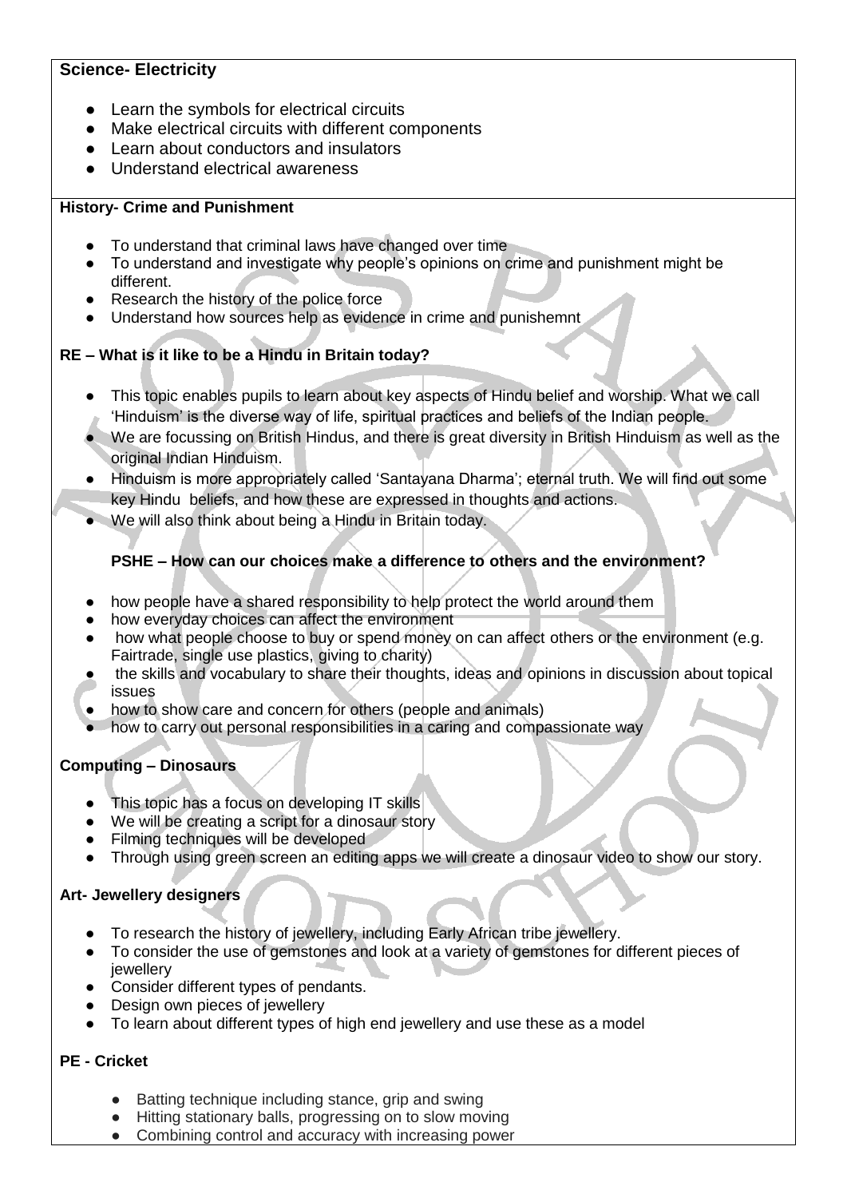**Science- Electricity**

- Learn the symbols for electrical circuits
- Make electrical circuits with different components
- Learn about conductors and insulators
- Understand electrical awareness

**History- Crime and Punishment**

- To understand that criminal laws have changed over time
- To understand and investigate why people's opinions on crime and punishment might be different.
- Research the history of the police force
- Understand how sources help as evidence in crime and punishemnt

**RE – What is it like to be a Hindu in Britain today?**

- This topic enables pupils to learn about key aspects of Hindu belief and worship. What we call 'Hinduism' is the diverse way of life, spiritual practices and beliefs of the Indian people.
- We are focussing on British Hindus, and there is great diversity in British Hinduism as well as the original Indian Hinduism.
- Hinduism is more appropriately called 'Santayana Dharma'; eternal truth. We will find out some key Hindu beliefs, and how these are expressed in thoughts and actions.
- We will also think about being a Hindu in Britain today.

**PSHE – How can our choices make a difference to others and the environment?**

- how people have a shared responsibility to help protect the world around them
- how everyday choices can affect the environment
- how what people choose to buy or spend money on can affect others or the environment (e.g. Fairtrade, single use plastics, giving to charity)
- the skills and vocabulary to share their thoughts, ideas and opinions in discussion about topical issues
- how to show care and concern for others (people and animals)
- how to carry out personal responsibilities in a caring and compassionate way

**Computing – Dinosaurs**

- This topic has a focus on developing IT skills
- We will be creating a script for a dinosaur story
- Filming techniques will be developed
- Through using green screen an editing apps we will create a dinosaur video to show our story.

**Art- Jewellery designers**

- To research the history of jewellery, including Early African tribe jewellery.
- To consider the use of gemstones and look at a variety of gemstones for different pieces of jewellery
- Consider different types of pendants.
- Design own pieces of jewellery
- To learn about different types of high end jewellery and use these as a model

**PE - Cricket**

- Batting technique including stance, grip and swing
- Hitting stationary balls, progressing on to slow moving
- Combining control and accuracy with increasing power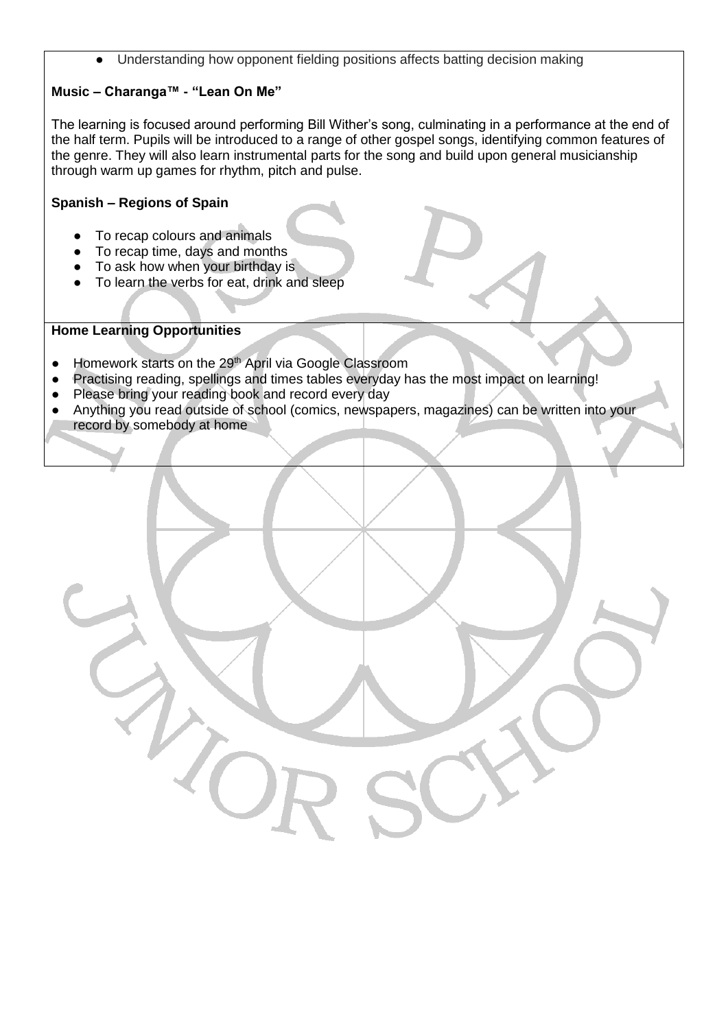- Understanding how opponent fielding positions affects batting decision making

**Music – Charanga™ - "Lean On Me"**

The learning is focused around performing Bill Wither's song, culminating in a performance at the end of the half term. Pupils will be introduced to a range of other gospel songs, identifying common features of the genre. They will also learn instrumental parts for the song and build upon general musicianship through warm up games for rhythm, pitch and pulse.

**Spanish – Regions of Spain**

- To recap colours and animals
- To recap time, days and months
- To ask how when your birthday is
- To learn the verbs for eat, drink and sleep

**Home Learning Opportunities**

- Homework starts on the 29th April via Google Classroom
- Practising reading, spellings and times tables everyday has the most impact on learning!
- Please bring your reading book and record every day
- Anything you read outside of school (comics, newspapers, magazines) can be written into your record by somebody at home